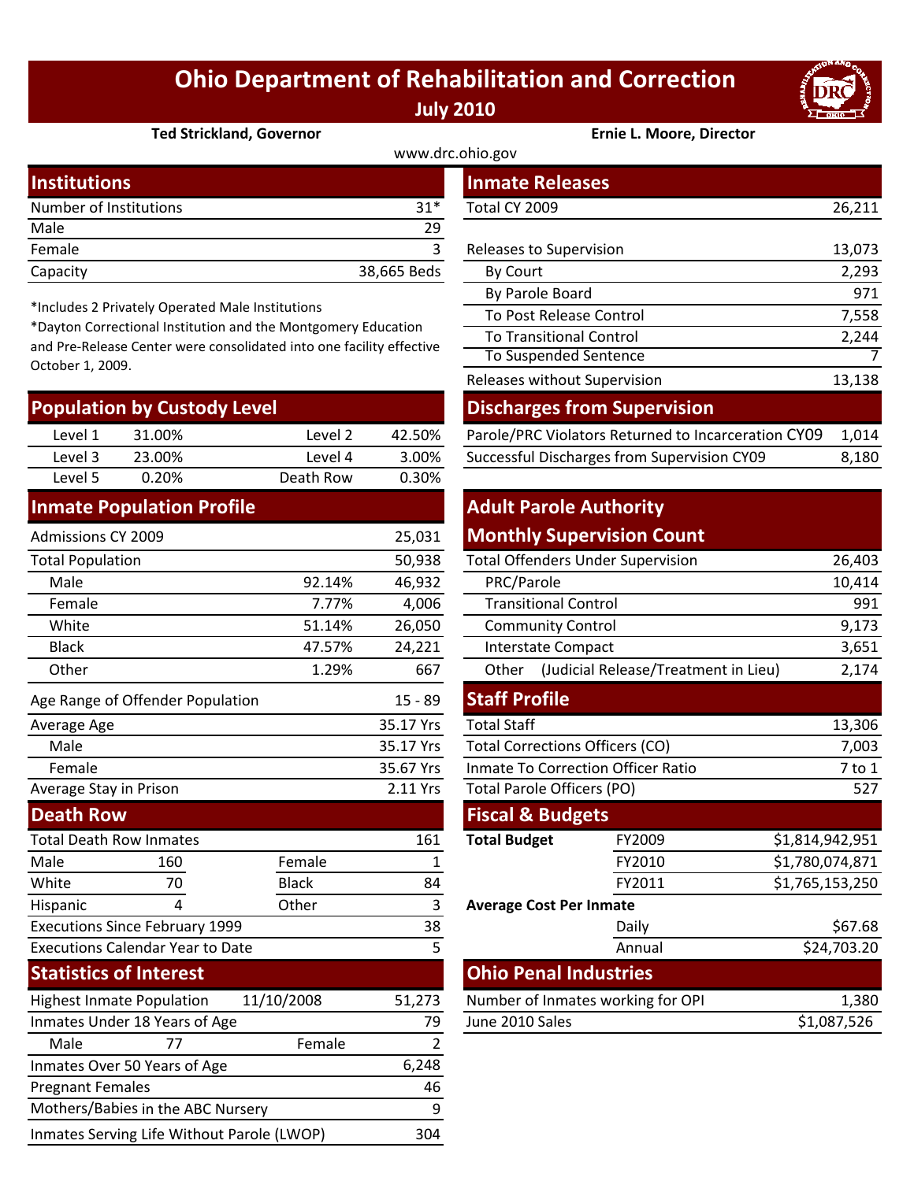# Ohio Department of Rehabilitation and Correction

**July 2010**

**Ted Strickland, Governor** | **Ernie L. Moore, Director**

www.drc.ohio.gov

## Institutions

| | |
|---|---|
| Number of Institutions | 31* |
| Male | 29 |
| Female | 3 |
| Capacity | 38,665 Beds |

*Includes 2 Privately Operated Male Institutions

*Dayton Correctional Institution and the Montgomery Education and Pre-Release Center were consolidated into one facility effective October 1, 2009.

## Population by Custody Level

| | | | |
|---|---|---|---|
| Level 1 | 31.00% | Level 2 | 42.50% |
| Level 3 | 23.00% | Level 4 | 3.00% |
| Level 5 | 0.20% | Death Row | 0.30% |

## Inmate Population Profile

| | | |
|---|---|---|
| Admissions CY 2009 | | 25,031 |
| Total Population | | 50,938 |
| Male | 92.14% | 46,932 |
| Female | 7.77% | 4,006 |
| White | 51.14% | 26,050 |
| Black | 47.57% | 24,221 |
| Other | 1.29% | 667 |
| Age Range of Offender Population | | 15 - 89 |
| Average Age | | 35.17 Yrs |
| Male | | 35.17 Yrs |
| Female | | 35.67 Yrs |
| Average Stay in Prison | | 2.11 Yrs |

## Death Row

| | | | |
|---|---|---|---|
| Total Death Row Inmates | | | 161 |
| Male | 160 | Female | 1 |
| White | 70 | Black | 84 |
| Hispanic | 4 | Other | 3 |
| Executions Since February 1999 | | | 38 |
| Executions Calendar Year to Date | | | 5 |

## Statistics of Interest

| | | | |
|---|---|---|---|
| Highest Inmate Population | 11/10/2008 | | 51,273 |
| Inmates Under 18 Years of Age | | | 79 |
| Male | 77 | Female | 2 |
| Inmates Over 50 Years of Age | | | 6,248 |
| Pregnant Females | | | 46 |
| Mothers/Babies in the ABC Nursery | | | 9 |
| Inmates Serving Life Without Parole (LWOP) | | | 304 |

## Inmate Releases

| | |
|---|---|
| Total CY 2009 | 26,211 |
| Releases to Supervision | 13,073 |
| By Court | 2,293 |
| By Parole Board | 971 |
| To Post Release Control | 7,558 |
| To Transitional Control | 2,244 |
| To Suspended Sentence | 7 |
| Releases without Supervision | 13,138 |

## Discharges from Supervision

| | |
|---|---|
| Parole/PRC Violators Returned to Incarceration CY09 | 1,014 |
| Successful Discharges from Supervision CY09 | 8,180 |

## Adult Parole Authority Monthly Supervision Count

| | |
|---|---|
| Total Offenders Under Supervision | 26,403 |
| PRC/Parole | 10,414 |
| Transitional Control | 991 |
| Community Control | 9,173 |
| Interstate Compact | 3,651 |
| Other (Judicial Release/Treatment in Lieu) | 2,174 |

## Staff Profile

| | |
|---|---|
| Total Staff | 13,306 |
| Total Corrections Officers (CO) | 7,003 |
| Inmate To Correction Officer Ratio | 7 to 1 |
| Total Parole Officers (PO) | 527 |

## Fiscal & Budgets

| | | |
|---|---|---|
| **Total Budget** | FY2009 | $1,814,942,951 |
| | FY2010 | $1,780,074,871 |
| | FY2011 | $1,765,153,250 |
| **Average Cost Per Inmate** | | |
| | Daily | $67.68 |
| | Annual | $24,703.20 |

## Ohio Penal Industries

| | |
|---|---|
| Number of Inmates working for OPI | 1,380 |
| June 2010 Sales | $1,087,526 |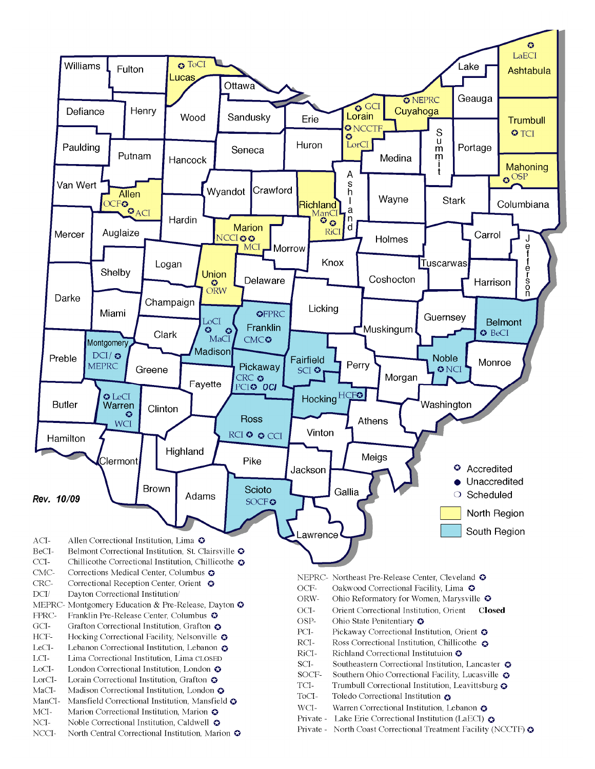Rev. 10/09

- Accredited
- Unaccredited
- Scheduled
- North Region
- South Region

ACI- Allen Correctional Institution, Lima
BeCI- Belmont Correctional Institution, St. Clairsville
CCI- Chillicothe Correctional Institution, Chillicothe
CMC- Corrections Medical Center, Columbus
CRC- Correctional Reception Center, Orient
DCI/ Dayton Correctional Institution/
MEPRC- Montgomery Education & Pre-Release, Dayton
FPRC- Franklin Pre-Release Center, Columbus
GCI- Grafton Correctional Institution, Grafton
HCF- Hocking Correctional Facility, Nelsonville
LeCI- Lebanon Correctional Institution, Lebanon
LCI- Lima Correctional Institution, Lima CLOSED
LoCI- London Correctional Institution, London
LorCI- Lorain Correctional Institution, Grafton
MaCI- Madison Correctional Institution, London
ManCI- Mansfield Correctional Institution, Mansfield
MCI- Marion Correctional Institution, Marion
NCI- Noble Correctional Institution, Caldwell
NCCI- North Central Correctional Institution, Marion

NEPRC- Northeast Pre-Release Center, Cleveland
OCF- Oakwood Correctional Facility, Lima
ORW- Ohio Reformatory for Women, Marysville
OCI- Orient Correctional Institution, Orient **Closed**
OSP- Ohio State Penitentiary
PCI- Pickaway Correctional Institution, Orient
RCI- Ross Correctional Institution, Chillicothe
RiCI- Richland Correctional Institutuion
SCI- Southeastern Correctional Institution, Lancaster
SOCF- Southern Ohio Correctional Facility, Lucasville
TCI- Trumbull Correctional Institution, Leavittsburg
ToCI- Toledo Correctional Institution
WCI- Warren Correctional Institution, Lebanon
Private - Lake Erie Correctional Institution (LaECI)
Private - North Coast Correctional Treatment Facility (NCCTF)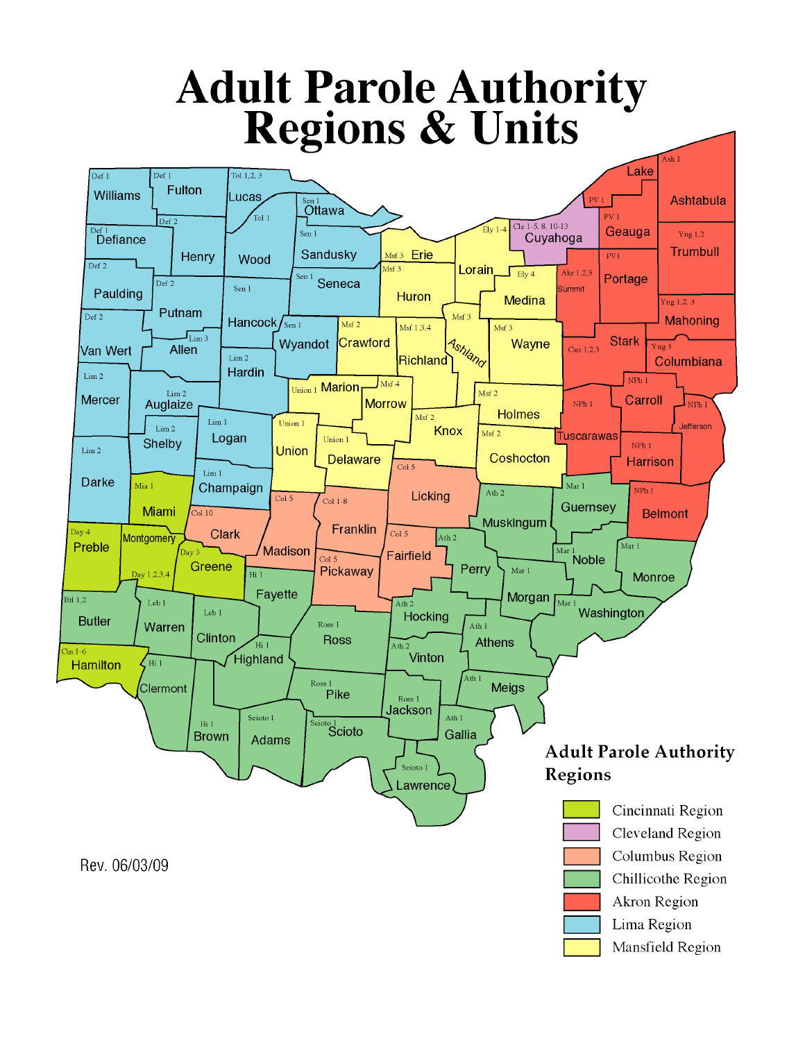# Adult Parole Authority Regions & Units

Def 1
Williams
Def 1
Fulton
Tol 1,2, 3
Lucas
Sen 1
Ottawa
Tol 1
Wood
Def 1
Defiance
Def 2
Henry
Sen 1
Sandusky
Msf 3
Erie
Ely 1-4
Lorain
Cle 1-5, 8, 10-13
Cuyahoga
PV 1
Lake
Ash 1
Ashtabula
PV 1
Geauga
Yng 1,2
Trumbull
Def 2
Paulding
Def 2
Putnam
Sen 1
Hancock
Sen 1
Seneca
Msf 3
Huron
Ely 4
Medina
Akr 1,2,3
Summit
PV1
Portage
Yng 1, 2, 3
Mahoning
Def 2
Van Wert
Lim 3
Allen
Sen 1
Wyandot
Msf 2
Crawford
Msf 1,3,4
Richland
Msf 3
Ashland
Msf 3
Wayne
Can 1,2,3
Stark
Yng 3
Columbiana
Lim 2
Mercer
Lim 2
Auglaize
Lim 2
Hardin
Union 1
Marion
Msf 4
Morrow
Msf 2
Holmes
NPh 1
Carroll
NPh 1
Jefferson
NPh 1
Tuscarawas
Lim 2
Shelby
Lim 1
Logan
Union 1
Union
Union 1
Delaware
Msf 2
Knox
Msf 2
Coshocton
NPh 1
Harrison
Lim 2
Darke
Mia 1
Miami
Lim 1
Champaign
Col 5
Licking
Mar 1
Guernsey
NPh 1
Belmont
Day 4
Preble
Montgomery
Col 10
Clark
Col 5
Madison
Col 1-8
Franklin
Ath 2
Muskingum
Mar 1
Noble
Mar 1
Monroe
Day 3
Greene
Day 1,2,3,4
Col 5
Fairfield
Ath 2
Perry
Col 5
Pickaway
Mar 1
Morgan
Mar 1
Washington
Btl 1,2
Butler
Leb 1
Warren
Leb 1
Clinton
Hi 1
Fayette
Ross 1
Ross
Ath 2
Hocking
Ath 1
Athens
Cin 1-6
Hamilton
Hi 1
Clermont
Hi 1
Highland
Ath 2
Vinton
Ath 1
Meigs
Ross 1
Pike
Ross 1
Jackson
Hi 1
Brown
Scioto 1
Adams
Scioto 1
Scioto
Ath 1
Gallia
Scioto 1
Lawrence

## Adult Parole Authority Regions

- Cincinnati Region
- Cleveland Region
- Columbus Region
- Chillicothe Region
- Akron Region
- Lima Region
- Mansfield Region

Rev. 06/03/09